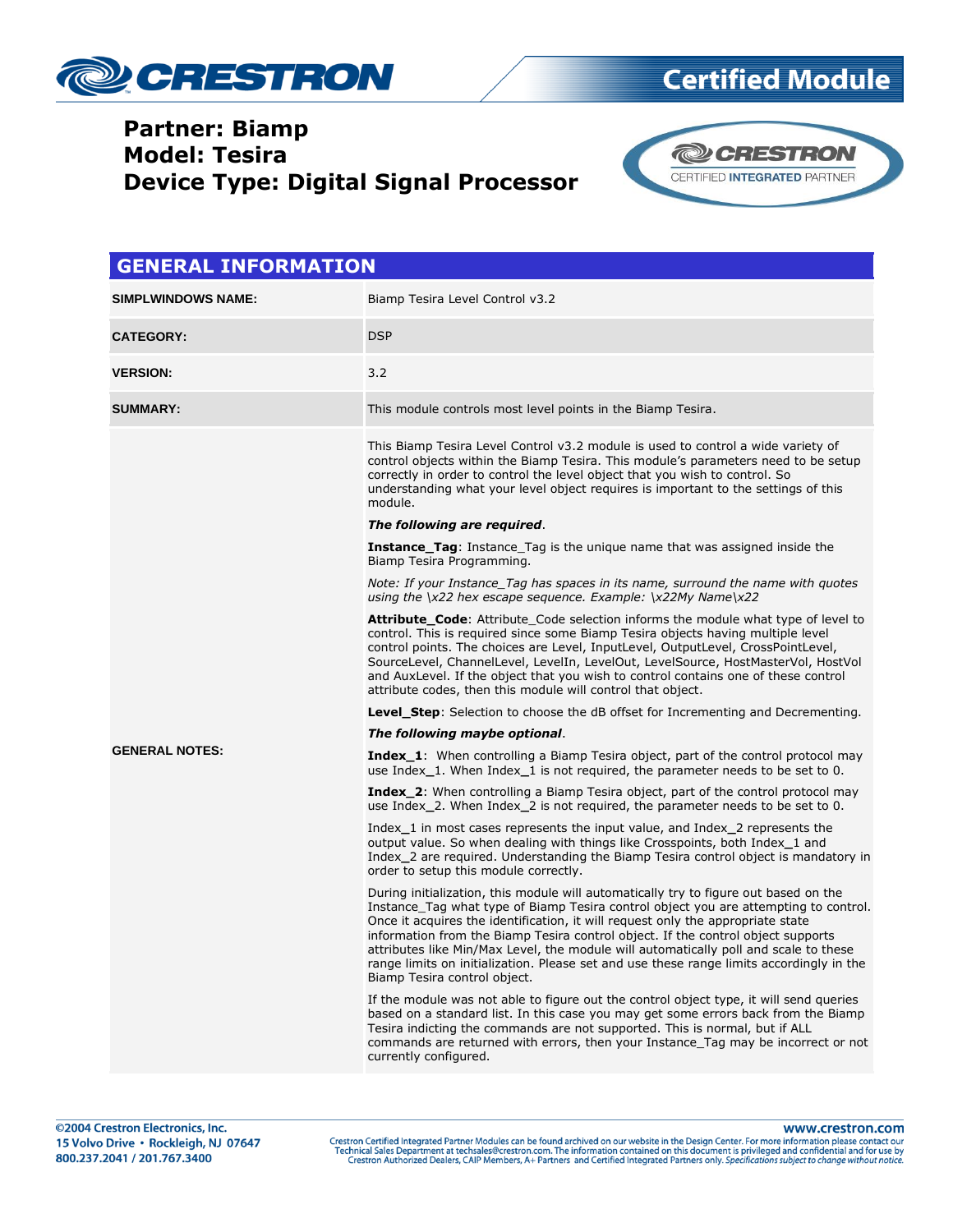# Certified Module

**Partner: Biamp**
**Model: Tesira**
**Device Type: Digital Signal Processor**

CRESTRON CERTIFIED INTEGRATED PARTNER

## GENERAL INFORMATION

| | |
|---|---|
| **SIMPLWINDOWS NAME:** | Biamp Tesira Level Control v3.2 |
| **CATEGORY:** | DSP |
| **VERSION:** | 3.2 |
| **SUMMARY:** | This module controls most level points in the Biamp Tesira. |
| **GENERAL NOTES:** | This Biamp Tesira Level Control v3.2 module is used to control a wide variety of control objects within the Biamp Tesira. This module's parameters need to be setup correctly in order to control the level object that you wish to control. So understanding what your level object requires is important to the settings of this module.<br><br>***The following are required***.<br><br>**Instance_Tag**: Instance_Tag is the unique name that was assigned inside the Biamp Tesira Programming.<br><br>*Note: If your Instance_Tag has spaces in its name, surround the name with quotes using the \x22 hex escape sequence. Example: \x22My Name\x22*<br><br>**Attribute_Code**: Attribute_Code selection informs the module what type of level to control. This is required since some Biamp Tesira objects having multiple level control points. The choices are Level, InputLevel, OutputLevel, CrossPointLevel, SourceLevel, ChannelLevel, LevelIn, LevelOut, LevelSource, HostMasterVol, HostVol and AuxLevel. If the object that you wish to control contains one of these control attribute codes, then this module will control that object.<br><br>**Level_Step**: Selection to choose the dB offset for Incrementing and Decrementing.<br><br>***The following maybe optional***.<br><br>**Index_1**: When controlling a Biamp Tesira object, part of the control protocol may use Index_1. When Index_1 is not required, the parameter needs to be set to 0.<br><br>**Index_2**: When controlling a Biamp Tesira object, part of the control protocol may use Index_2. When Index_2 is not required, the parameter needs to be set to 0.<br><br>Index_1 in most cases represents the input value, and Index_2 represents the output value. So when dealing with things like Crosspoints, both Index_1 and Index_2 are required. Understanding the Biamp Tesira control object is mandatory in order to setup this module correctly.<br><br>During initialization, this module will automatically try to figure out based on the Instance_Tag what type of Biamp Tesira control object you are attempting to control. Once it acquires the identification, it will request only the appropriate state information from the Biamp Tesira control object. If the control object supports attributes like Min/Max Level, the module will automatically poll and scale to these range limits on initialization. Please set and use these range limits accordingly in the Biamp Tesira control object.<br><br>If the module was not able to figure out the control object type, it will send queries based on a standard list. In this case you may get some errors back from the Biamp Tesira indicting the commands are not supported. This is normal, but if ALL commands are returned with errors, then your Instance_Tag may be incorrect or not currently configured. |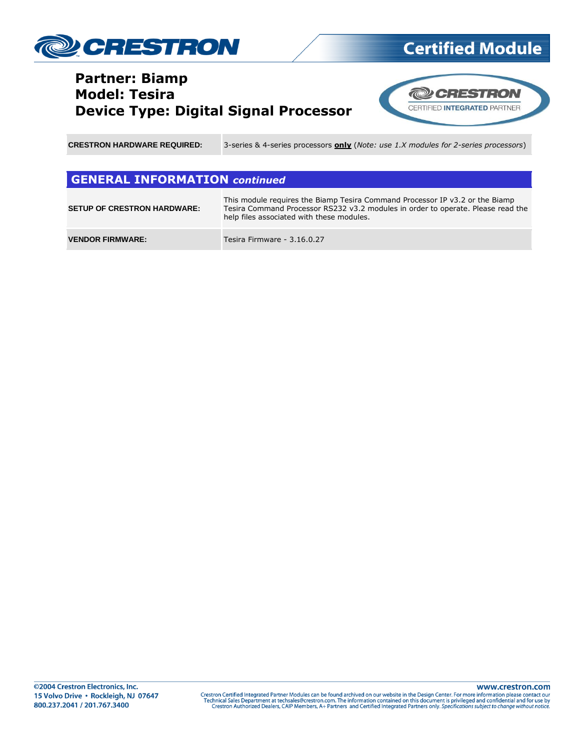**Partner: Biamp**
**Model: Tesira**
**Device Type: Digital Signal Processor**

| | |
|---|---|
| **CRESTRON HARDWARE REQUIRED:** | 3-series & 4-series processors **only** (*Note: use 1.X modules for 2-series processors*) |

## GENERAL INFORMATION *continued*

| | |
|---|---|
| **SETUP OF CRESTRON HARDWARE:** | This module requires the Biamp Tesira Command Processor IP v3.2 or the Biamp Tesira Command Processor RS232 v3.2 modules in order to operate. Please read the help files associated with these modules. |
| **VENDOR FIRMWARE:** | Tesira Firmware - 3.16.0.27 |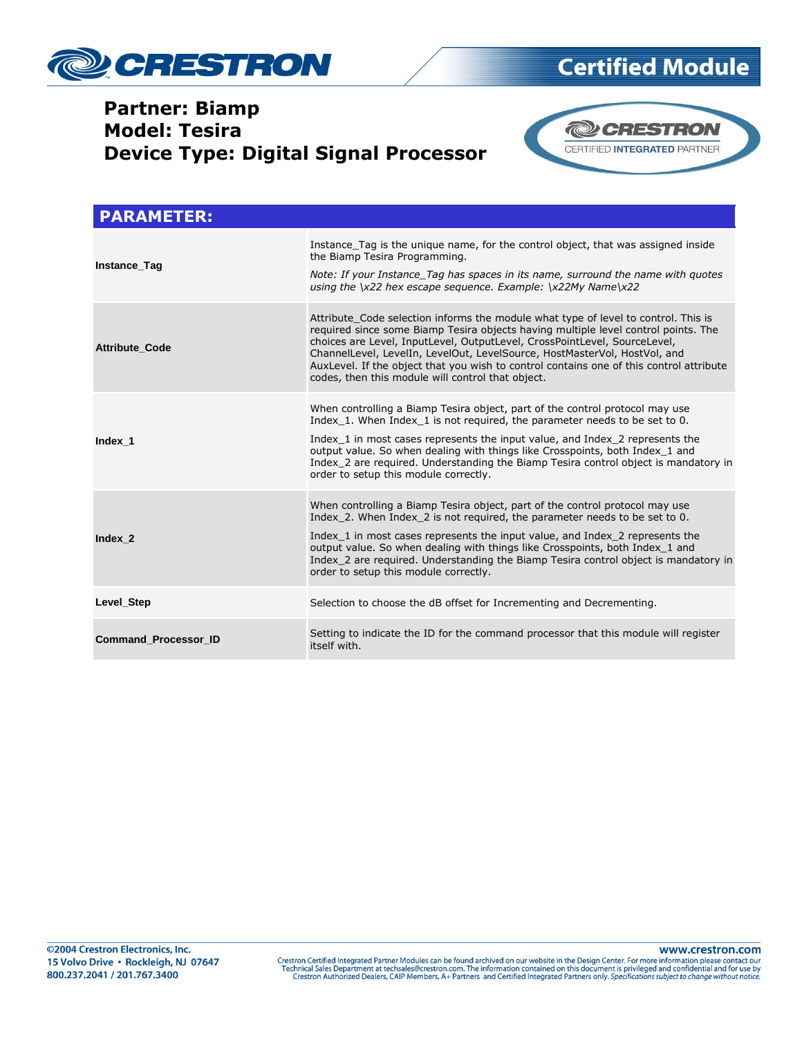**Partner: Biamp**
**Model: Tesira**
**Device Type: Digital Signal Processor**

| PARAMETER: | |
|---|---|
| **Instance_Tag** | Instance_Tag is the unique name, for the control object, that was assigned inside the Biamp Tesira Programming.<br><br>*Note: If your Instance_Tag has spaces in its name, surround the name with quotes using the \x22 hex escape sequence. Example: \x22My Name\x22* |
| **Attribute_Code** | Attribute_Code selection informs the module what type of level to control. This is required since some Biamp Tesira objects having multiple level control points. The choices are Level, InputLevel, OutputLevel, CrossPointLevel, SourceLevel, ChannelLevel, LevelIn, LevelOut, LevelSource, HostMasterVol, HostVol, and AuxLevel. If the object that you wish to control contains one of this control attribute codes, then this module will control that object. |
| **Index_1** | When controlling a Biamp Tesira object, part of the control protocol may use Index_1. When Index_1 is not required, the parameter needs to be set to 0.<br><br>Index_1 in most cases represents the input value, and Index_2 represents the output value. So when dealing with things like Crosspoints, both Index_1 and Index_2 are required. Understanding the Biamp Tesira control object is mandatory in order to setup this module correctly. |
| **Index_2** | When controlling a Biamp Tesira object, part of the control protocol may use Index_2. When Index_2 is not required, the parameter needs to be set to 0.<br><br>Index_1 in most cases represents the input value, and Index_2 represents the output value. So when dealing with things like Crosspoints, both Index_1 and Index_2 are required. Understanding the Biamp Tesira control object is mandatory in order to setup this module correctly. |
| **Level_Step** | Selection to choose the dB offset for Incrementing and Decrementing. |
| **Command_Processor_ID** | Setting to indicate the ID for the command processor that this module will register itself with. |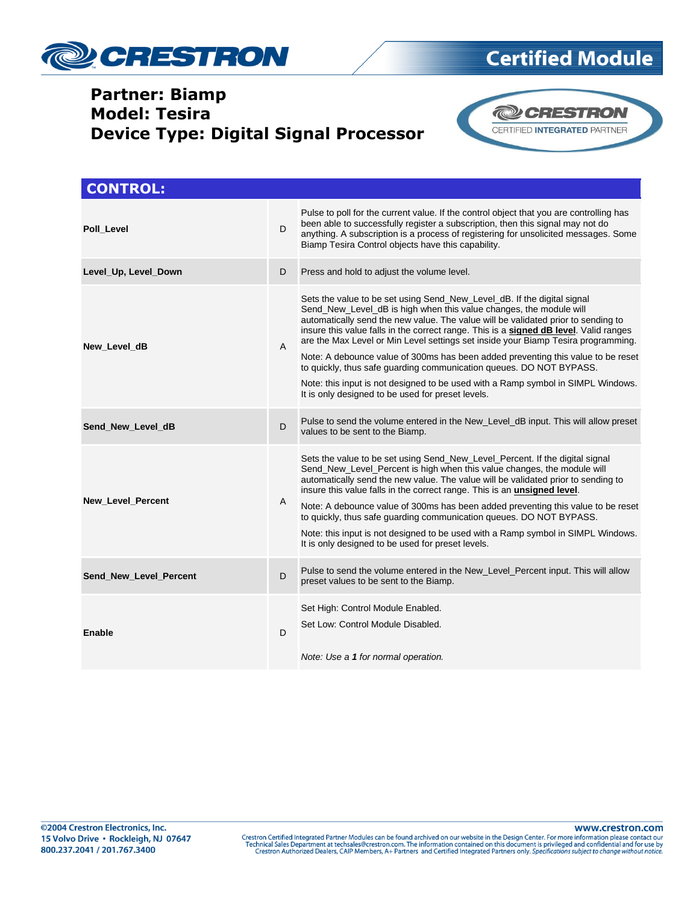**Partner: Biamp**
**Model: Tesira**
**Device Type: Digital Signal Processor**

## CONTROL:

| | | |
|---|---|---|
| **Poll_Level** | D | Pulse to poll for the current value. If the control object that you are controlling has been able to successfully register a subscription, then this signal may not do anything. A subscription is a process of registering for unsolicited messages. Some Biamp Tesira Control objects have this capability. |
| **Level_Up, Level_Down** | D | Press and hold to adjust the volume level. |
| **New_Level_dB** | A | Sets the value to be set using Send_New_Level_dB. If the digital signal Send_New_Level_dB is high when this value changes, the module will automatically send the new value. The value will be validated prior to sending to insure this value falls in the correct range. This is a **signed dB level**. Valid ranges are the Max Level or Min Level settings set inside your Biamp Tesira programming.<br><br>Note: A debounce value of 300ms has been added preventing this value to be reset to quickly, thus safe guarding communication queues. DO NOT BYPASS.<br><br>Note: this input is not designed to be used with a Ramp symbol in SIMPL Windows. It is only designed to be used for preset levels. |
| **Send_New_Level_dB** | D | Pulse to send the volume entered in the New_Level_dB input. This will allow preset values to be sent to the Biamp. |
| **New_Level_Percent** | A | Sets the value to be set using Send_New_Level_Percent. If the digital signal Send_New_Level_Percent is high when this value changes, the module will automatically send the new value. The value will be validated prior to sending to insure this value falls in the correct range. This is an **unsigned level**.<br><br>Note: A debounce value of 300ms has been added preventing this value to be reset to quickly, thus safe guarding communication queues. DO NOT BYPASS.<br><br>Note: this input is not designed to be used with a Ramp symbol in SIMPL Windows. It is only designed to be used for preset levels. |
| **Send_New_Level_Percent** | D | Pulse to send the volume entered in the New_Level_Percent input. This will allow preset values to be sent to the Biamp. |
| **Enable** | D | Set High: Control Module Enabled.<br><br>Set Low: Control Module Disabled.<br><br>*Note: Use a **1** for normal operation.* |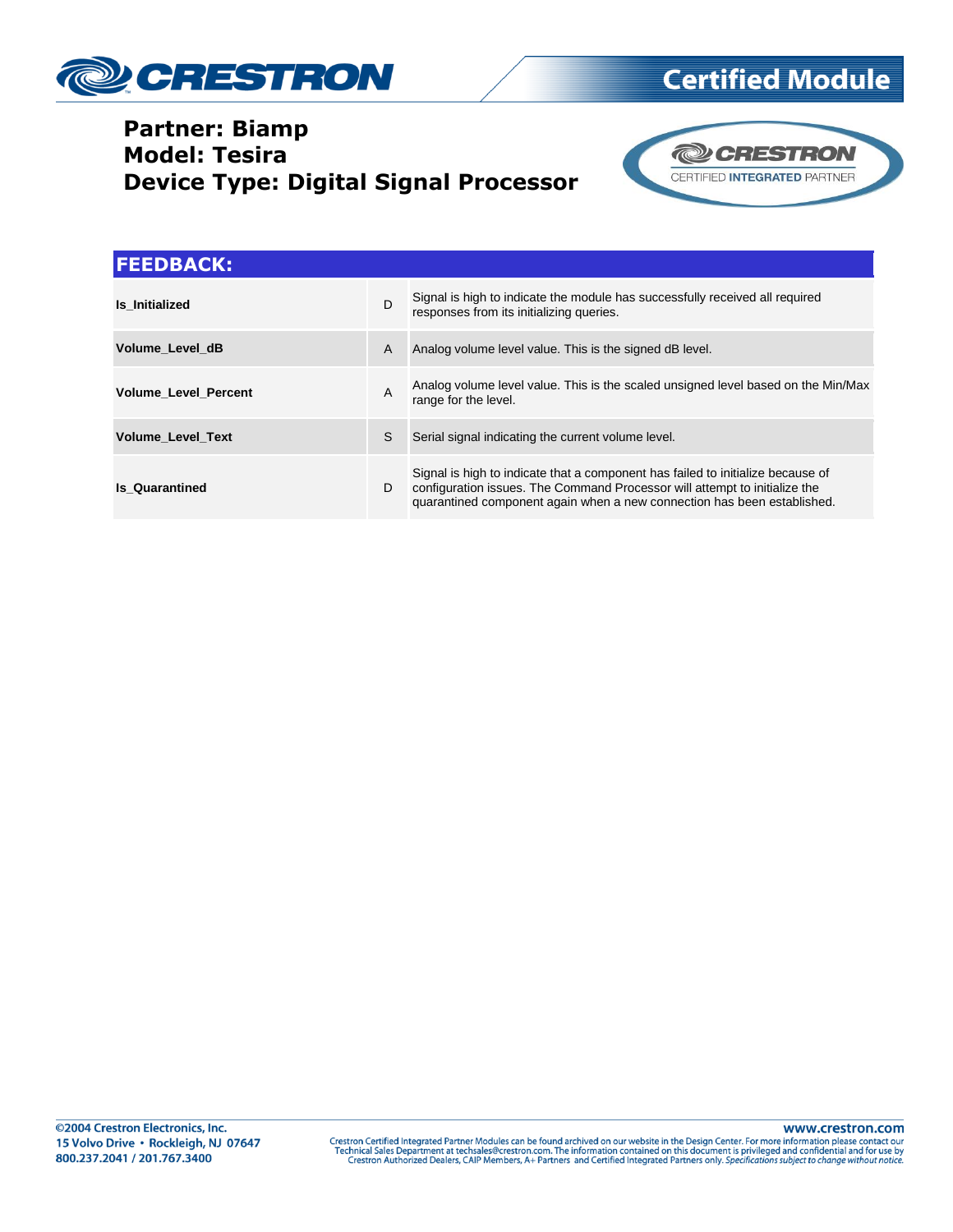Partner: Biamp
Model: Tesira
Device Type: Digital Signal Processor

## FEEDBACK:

| | | |
|---|---|---|
| **Is_Initialized** | D | Signal is high to indicate the module has successfully received all required responses from its initializing queries. |
| **Volume_Level_dB** | A | Analog volume level value. This is the signed dB level. |
| **Volume_Level_Percent** | A | Analog volume level value. This is the scaled unsigned level based on the Min/Max range for the level. |
| **Volume_Level_Text** | S | Serial signal indicating the current volume level. |
| **Is_Quarantined** | D | Signal is high to indicate that a component has failed to initialize because of configuration issues. The Command Processor will attempt to initialize the quarantined component again when a new connection has been established. |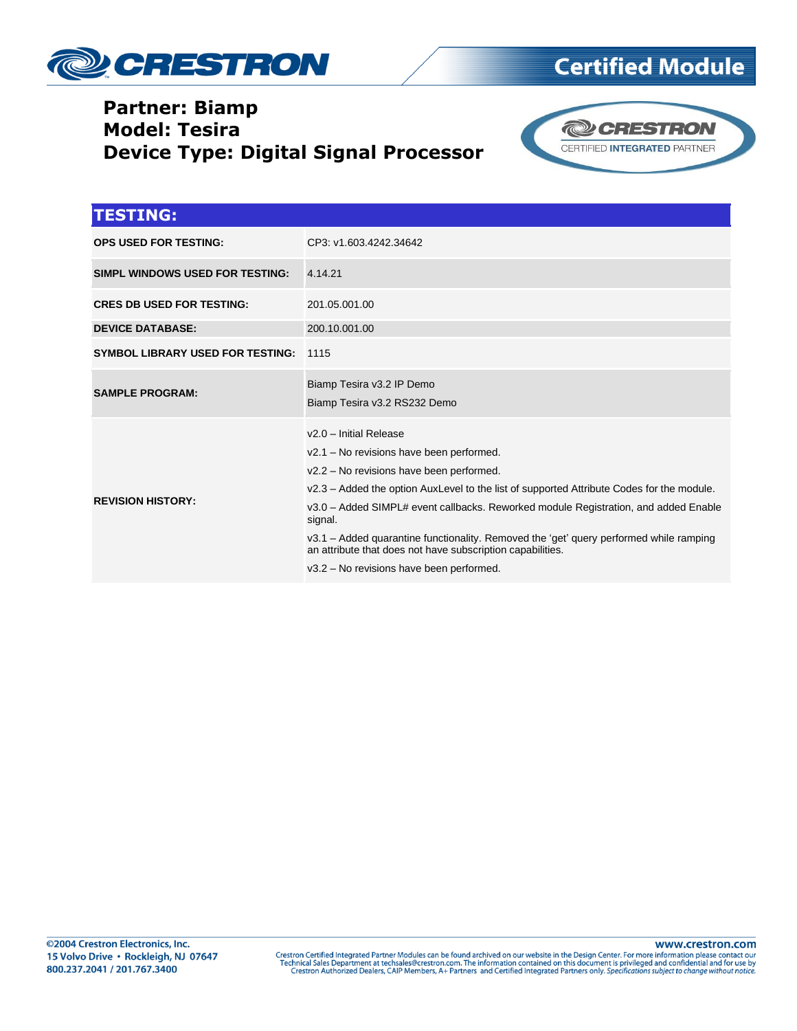**Partner: Biamp**
**Model: Tesira**
**Device Type: Digital Signal Processor**

## TESTING:

| | |
|---|---|
| **OPS USED FOR TESTING:** | CP3: v1.603.4242.34642 |
| **SIMPL WINDOWS USED FOR TESTING:** | 4.14.21 |
| **CRES DB USED FOR TESTING:** | 201.05.001.00 |
| **DEVICE DATABASE:** | 200.10.001.00 |
| **SYMBOL LIBRARY USED FOR TESTING:** | 1115 |
| **SAMPLE PROGRAM:** | Biamp Tesira v3.2 IP Demo<br>Biamp Tesira v3.2 RS232 Demo |
| **REVISION HISTORY:** | v2.0 – Initial Release<br>v2.1 – No revisions have been performed.<br>v2.2 – No revisions have been performed.<br>v2.3 – Added the option AuxLevel to the list of supported Attribute Codes for the module.<br>v3.0 – Added SIMPL# event callbacks. Reworked module Registration, and added Enable signal.<br>v3.1 – Added quarantine functionality. Removed the 'get' query performed while ramping an attribute that does not have subscription capabilities.<br>v3.2 – No revisions have been performed. |